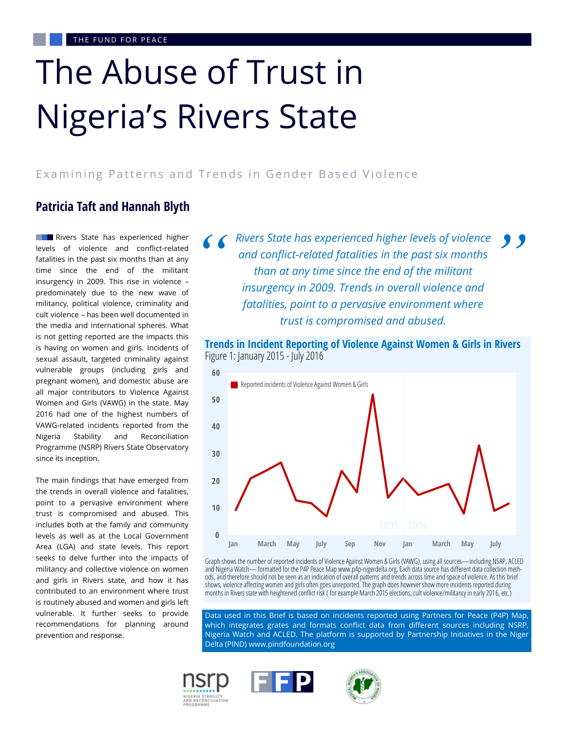THE FUND FOR PEACE

# The Abuse of Trust in Nigeria's Rivers State

## Examining Patterns and Trends in Gender Based Violence

### Patricia Taft and Hannah Blyth

Rivers State has experienced higher levels of violence and conflict-related fatalities in the past six months than at any time since the end of the militant insurgency in 2009. This rise in violence – predominately due to the new wave of militancy, political violence, criminality and cult violence – has been well documented in the media and international spheres. What is not getting reported are the impacts this is having on women and girls. Incidents of sexual assault, targeted criminality against vulnerable groups (including girls and pregnant women), and domestic abuse are all major contributors to Violence Against Women and Girls (VAWG) in the state. May 2016 had one of the highest numbers of VAWG-related incidents reported from the Nigeria Stability and Reconciliation Programme (NSRP) Rivers State Observatory since its inception.

The main findings that have emerged from the trends in overall violence and fatalities, point to a pervasive environment where trust is compromised and abused. This includes both at the family and community levels as well as at the Local Government Area (LGA) and state levels. This report seeks to delve further into the impacts of militancy and collective violence on women and girls in Rivers state, and how it has contributed to an environment where trust is routinely abused and women and girls left vulnerable. It further seeks to provide recommendations for planning around prevention and response.

> *"Rivers State has experienced higher levels of violence and conflict-related fatalities in the past six months than at any time since the end of the militant insurgency in 2009. Trends in overall violence and fatalities, point to a pervasive environment where trust is compromised and abused."*

**Trends in Incident Reporting of Violence Against Women & Girls in Rivers**

Figure 1: January 2015 - July 2016

Graph shows the number of reported incidents of Violence Against Women & Girls (VAWG), using all sources—including NSRP, ACLED and Nigeria Watch— formatted for the P4P Peace Map www.p4p-nigerdelta.org. Each data source has different data collection methods, and therefore should not be seen as an indication of overall patterns and trends across time and space of violence. As this brief shows, violence affecting women and girls often goes unreported. The graph does however show more incidents reported during months in Rivers state with heightened conflict risk ( for example March 2015 elections, cult violence/militancy in early 2016, etc.)

Data used in this Brief is based on incidents reported using Partners for Peace (P4P) Map, which integrates grates and formats conflict data from different sources including NSRP, Nigeria Watch and ACLED. The platform is supported by Partnership Initiatives in the Niger Delta (PIND) www.pindfoundation.org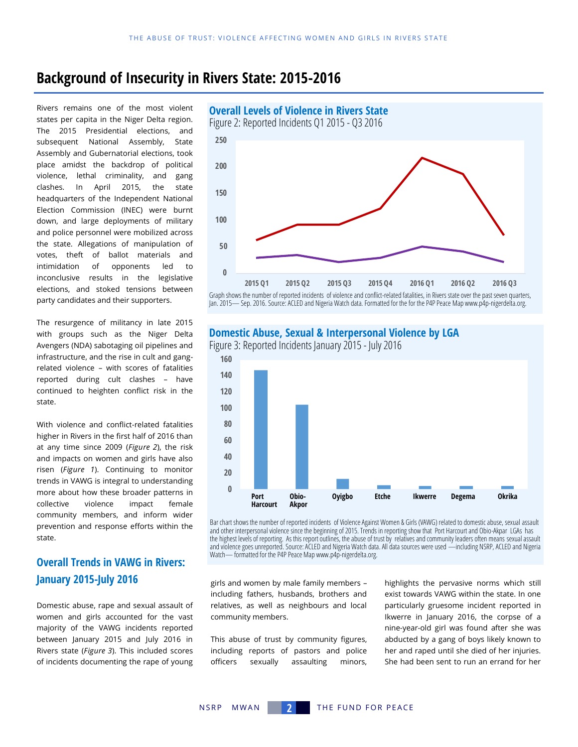# Background of Insecurity in Rivers State: 2015-2016

Rivers remains one of the most violent states per capita in the Niger Delta region. The 2015 Presidential elections, and subsequent National Assembly, State Assembly and Gubernatorial elections, took place amidst the backdrop of political violence, lethal criminality, and gang clashes. In April 2015, the state headquarters of the Independent National Election Commission (INEC) were burnt down, and large deployments of military and police personnel were mobilized across the state. Allegations of manipulation of votes, theft of ballot materials and intimidation of opponents led to inconclusive results in the legislative elections, and stoked tensions between party candidates and their supporters.

The resurgence of militancy in late 2015 with groups such as the Niger Delta Avengers (NDA) sabotaging oil pipelines and infrastructure, and the rise in cult and gang-related violence – with scores of fatalities reported during cult clashes – have continued to heighten conflict risk in the state.

With violence and conflict-related fatalities higher in Rivers in the first half of 2016 than at any time since 2009 (*Figure 2*), the risk and impacts on women and girls have also risen (*Figure 1*). Continuing to monitor trends in VAWG is integral to understanding more about how these broader patterns in collective violence impact female community members, and inform wider prevention and response efforts within the state.

## Overall Levels of Violence in Rivers State

Figure 2: Reported Incidents Q1 2015 - Q3 2016

Graph shows the number of reported incidents of violence and conflict-related fatalities, in Rivers state over the past seven quarters, Jan. 2015— Sep. 2016. Source: ACLED and Nigeria Watch data. Formatted for the for the P4P Peace Map www.p4p-nigerdelta.org.

## Domestic Abuse, Sexual & Interpersonal Violence by LGA

Figure 3: Reported Incidents January 2015 - July 2016

Bar chart shows the number of reported incidents of Violence Against Women & Girls (VAWG) related to domestic abuse, sexual assault and other interpersonal violence since the beginning of 2015. Trends in reporting show that Port Harcourt and Obio-Akpar LGAs has the highest levels of reporting. As this report outlines, the abuse of trust by relatives and community leaders often means sexual assault and violence goes unreported. Source: ACLED and Nigeria Watch data. All data sources were used —including NSRP, ACLED and Nigeria Watch— formatted for the P4P Peace Map www.p4p-nigerdelta.org.

## Overall Trends in VAWG in Rivers: January 2015-July 2016

Domestic abuse, rape and sexual assault of women and girls accounted for the vast majority of the VAWG incidents reported between January 2015 and July 2016 in Rivers state (*Figure 3*). This included scores of incidents documenting the rape of young girls and women by male family members – including fathers, husbands, brothers and relatives, as well as neighbours and local community members.

This abuse of trust by community figures, including reports of pastors and police officers sexually assaulting minors, highlights the pervasive norms which still exist towards VAWG within the state. In one particularly gruesome incident reported in Ikwerre in January 2016, the corpse of a nine-year-old girl was found after she was abducted by a gang of boys likely known to her and raped until she died of her injuries. She had been sent to run an errand for her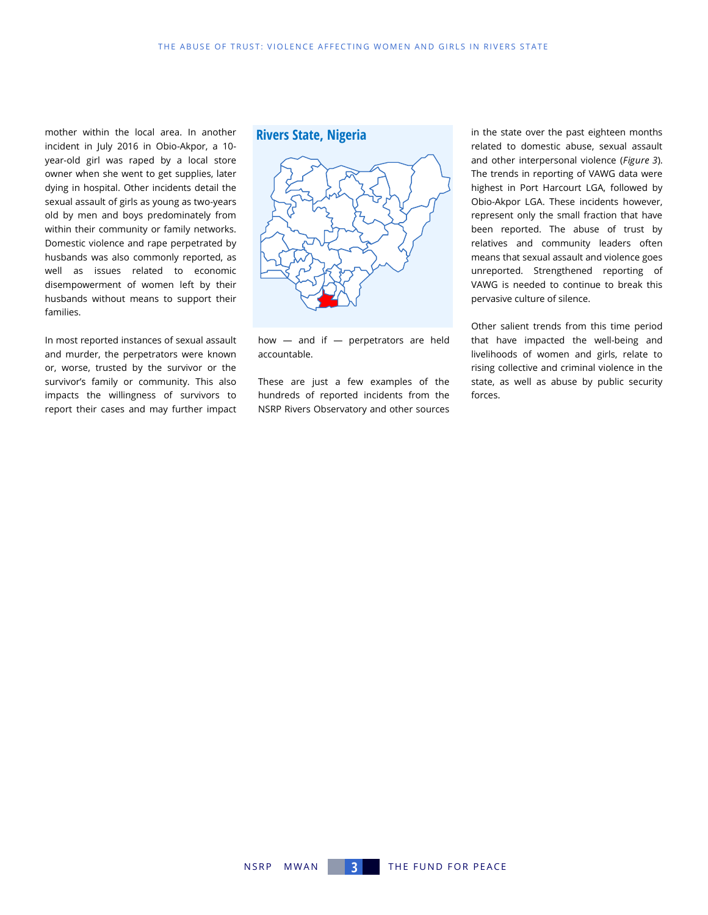mother within the local area. In another incident in July 2016 in Obio-Akpor, a 10-year-old girl was raped by a local store owner when she went to get supplies, later dying in hospital. Other incidents detail the sexual assault of girls as young as two-years old by men and boys predominately from within their community or family networks. Domestic violence and rape perpetrated by husbands was also commonly reported, as well as issues related to economic disempowerment of women left by their husbands without means to support their families.

In most reported instances of sexual assault and murder, the perpetrators were known or, worse, trusted by the survivor or the survivor's family or community. This also impacts the willingness of survivors to report their cases and may further impact how — and if — perpetrators are held accountable.

**Rivers State, Nigeria**

These are just a few examples of the hundreds of reported incidents from the NSRP Rivers Observatory and other sources in the state over the past eighteen months related to domestic abuse, sexual assault and other interpersonal violence (*Figure 3*). The trends in reporting of VAWG data were highest in Port Harcourt LGA, followed by Obio-Akpor LGA. These incidents however, represent only the small fraction that have been reported. The abuse of trust by relatives and community leaders often means that sexual assault and violence goes unreported. Strengthened reporting of VAWG is needed to continue to break this pervasive culture of silence.

Other salient trends from this time period that have impacted the well-being and livelihoods of women and girls, relate to rising collective and criminal violence in the state, as well as abuse by public security forces.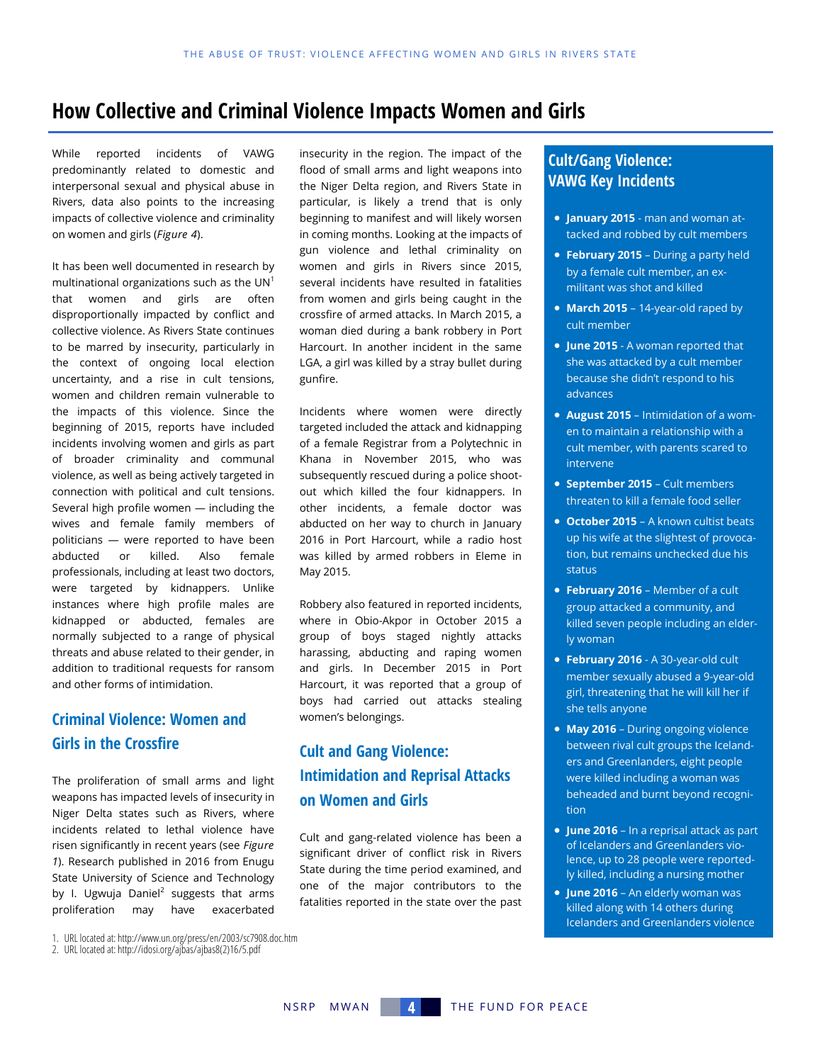# How Collective and Criminal Violence Impacts Women and Girls

While reported incidents of VAWG predominantly related to domestic and interpersonal sexual and physical abuse in Rivers, data also points to the increasing impacts of collective violence and criminality on women and girls (*Figure 4*).

It has been well documented in research by multinational organizations such as the UN[1] that women and girls are often disproportionally impacted by conflict and collective violence. As Rivers State continues to be marred by insecurity, particularly in the context of ongoing local election uncertainty, and a rise in cult tensions, women and children remain vulnerable to the impacts of this violence. Since the beginning of 2015, reports have included incidents involving women and girls as part of broader criminality and communal violence, as well as being actively targeted in connection with political and cult tensions. Several high profile women — including the wives and female family members of politicians — were reported to have been abducted or killed. Also female professionals, including at least two doctors, were targeted by kidnappers. Unlike instances where high profile males are kidnapped or abducted, females are normally subjected to a range of physical threats and abuse related to their gender, in addition to traditional requests for ransom and other forms of intimidation.

## Criminal Violence: Women and Girls in the Crossfire

The proliferation of small arms and light weapons has impacted levels of insecurity in Niger Delta states such as Rivers, where incidents related to lethal violence have risen significantly in recent years (see *Figure 1*). Research published in 2016 from Enugu State University of Science and Technology by I. Ugwuja Daniel[2] suggests that arms proliferation may have exacerbated insecurity in the region. The impact of the flood of small arms and light weapons into the Niger Delta region, and Rivers State in particular, is likely a trend that is only beginning to manifest and will likely worsen in coming months. Looking at the impacts of gun violence and lethal criminality on women and girls in Rivers since 2015, several incidents have resulted in fatalities from women and girls being caught in the crossfire of armed attacks. In March 2015, a woman died during a bank robbery in Port Harcourt. In another incident in the same LGA, a girl was killed by a stray bullet during gunfire.

Incidents where women were directly targeted included the attack and kidnapping of a female Registrar from a Polytechnic in Khana in November 2015, who was subsequently rescued during a police shoot-out which killed the four kidnappers. In other incidents, a female doctor was abducted on her way to church in January 2016 in Port Harcourt, while a radio host was killed by armed robbers in Eleme in May 2015.

Robbery also featured in reported incidents, where in Obio-Akpor in October 2015 a group of boys staged nightly attacks harassing, abducting and raping women and girls. In December 2015 in Port Harcourt, it was reported that a group of boys had carried out attacks stealing women's belongings.

## Cult and Gang Violence: Intimidation and Reprisal Attacks on Women and Girls

Cult and gang-related violence has been a significant driver of conflict risk in Rivers State during the time period examined, and one of the major contributors to the fatalities reported in the state over the past

### Cult/Gang Violence: VAWG Key Incidents

- **January 2015** - man and woman attacked and robbed by cult members
- **February 2015** – During a party held by a female cult member, an ex-militant was shot and killed
- **March 2015** – 14-year-old raped by cult member
- **June 2015** - A woman reported that she was attacked by a cult member because she didn't respond to his advances
- **August 2015** – Intimidation of a women to maintain a relationship with a cult member, with parents scared to intervene
- **September 2015** – Cult members threaten to kill a female food seller
- **October 2015** – A known cultist beats up his wife at the slightest of provocation, but remains unchecked due his status
- **February 2016** – Member of a cult group attacked a community, and killed seven people including an elderly woman
- **February 2016** - A 30-year-old cult member sexually abused a 9-year-old girl, threatening that he will kill her if she tells anyone
- **May 2016** – During ongoing violence between rival cult groups the Icelanders and Greenlanders, eight people were killed including a woman was beheaded and burnt beyond recognition
- **June 2016** – In a reprisal attack as part of Icelanders and Greenlanders violence, up to 28 people were reportedly killed, including a nursing mother
- **June 2016** – An elderly woman was killed along with 14 others during Icelanders and Greenlanders violence

1. URL located at: http://www.un.org/press/en/2003/sc7908.doc.htm
2. URL located at: http://idosi.org/ajbas/ajbas8(2)16/5.pdf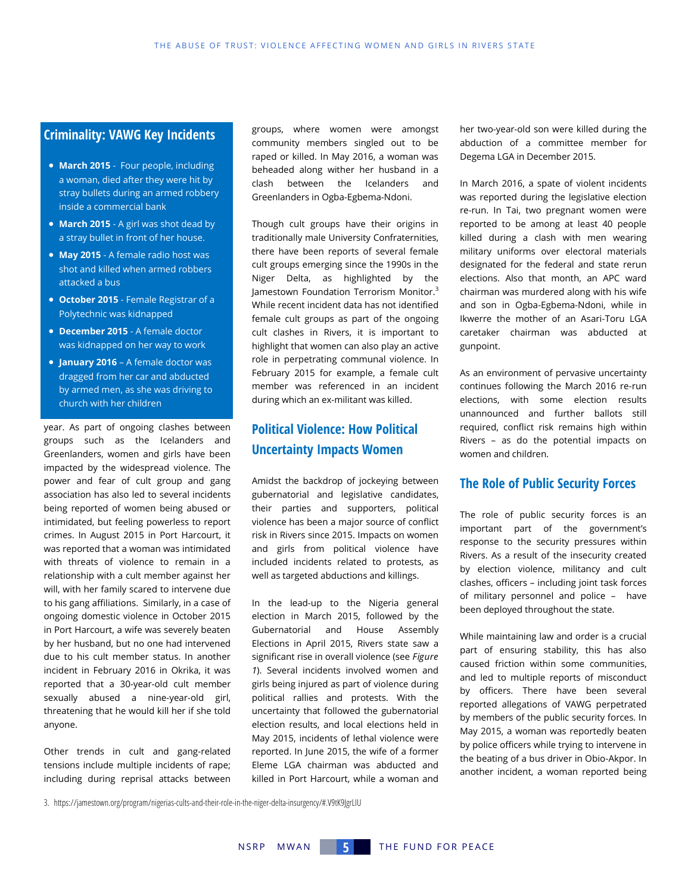## Criminality: VAWG Key Incidents

- **March 2015** - Four people, including a woman, died after they were hit by stray bullets during an armed robbery inside a commercial bank
- **March 2015** - A girl was shot dead by a stray bullet in front of her house.
- **May 2015** - A female radio host was shot and killed when armed robbers attacked a bus
- **October 2015** - Female Registrar of a Polytechnic was kidnapped
- **December 2015** - A female doctor was kidnapped on her way to work
- **January 2016** – A female doctor was dragged from her car and abducted by armed men, as she was driving to church with her children

year. As part of ongoing clashes between groups such as the Icelanders and Greenlanders, women and girls have been impacted by the widespread violence. The power and fear of cult group and gang association has also led to several incidents being reported of women being abused or intimidated, but feeling powerless to report crimes. In August 2015 in Port Harcourt, it was reported that a woman was intimidated with threats of violence to remain in a relationship with a cult member against her will, with her family scared to intervene due to his gang affiliations. Similarly, in a case of ongoing domestic violence in October 2015 in Port Harcourt, a wife was severely beaten by her husband, but no one had intervened due to his cult member status. In another incident in February 2016 in Okrika, it was reported that a 30-year-old cult member sexually abused a nine-year-old girl, threatening that he would kill her if she told anyone.

Other trends in cult and gang-related tensions include multiple incidents of rape; including during reprisal attacks between groups, where women were amongst community members singled out to be raped or killed. In May 2016, a woman was beheaded along wither her husband in a clash between the Icelanders and Greenlanders in Ogba-Egbema-Ndoni.

Though cult groups have their origins in traditionally male University Confraternities, there have been reports of several female cult groups emerging since the 1990s in the Niger Delta, as highlighted by the Jamestown Foundation Terrorism Monitor.[3] While recent incident data has not identified female cult groups as part of the ongoing cult clashes in Rivers, it is important to highlight that women can also play an active role in perpetrating communal violence. In February 2015 for example, a female cult member was referenced in an incident during which an ex-militant was killed.

## Political Violence: How Political Uncertainty Impacts Women

Amidst the backdrop of jockeying between gubernatorial and legislative candidates, their parties and supporters, political violence has been a major source of conflict risk in Rivers since 2015. Impacts on women and girls from political violence have included incidents related to protests, as well as targeted abductions and killings.

In the lead-up to the Nigeria general election in March 2015, followed by the Gubernatorial and House Assembly Elections in April 2015, Rivers state saw a significant rise in overall violence (see *Figure 1*). Several incidents involved women and girls being injured as part of violence during political rallies and protests. With the uncertainty that followed the gubernatorial election results, and local elections held in May 2015, incidents of lethal violence were reported. In June 2015, the wife of a former Eleme LGA chairman was abducted and killed in Port Harcourt, while a woman and her two-year-old son were killed during the abduction of a committee member for Degema LGA in December 2015.

In March 2016, a spate of violent incidents was reported during the legislative election re-run. In Tai, two pregnant women were reported to be among at least 40 people killed during a clash with men wearing military uniforms over electoral materials designated for the federal and state rerun elections. Also that month, an APC ward chairman was murdered along with his wife and son in Ogba-Egbema-Ndoni, while in Ikwerre the mother of an Asari-Toru LGA caretaker chairman was abducted at gunpoint.

As an environment of pervasive uncertainty continues following the March 2016 re-run elections, with some election results unannounced and further ballots still required, conflict risk remains high within Rivers – as do the potential impacts on women and children.

## The Role of Public Security Forces

The role of public security forces is an important part of the government's response to the security pressures within Rivers. As a result of the insecurity created by election violence, militancy and cult clashes, officers – including joint task forces of military personnel and police – have been deployed throughout the state.

While maintaining law and order is a crucial part of ensuring stability, this has also caused friction within some communities, and led to multiple reports of misconduct by officers. There have been several reported allegations of VAWG perpetrated by members of the public security forces. In May 2015, a woman was reportedly beaten by police officers while trying to intervene in the beating of a bus driver in Obio-Akpor. In another incident, a woman reported being

3. https://jamestown.org/program/nigerias-cults-and-their-role-in-the-niger-delta-insurgency/#.V9tK9JgrLIU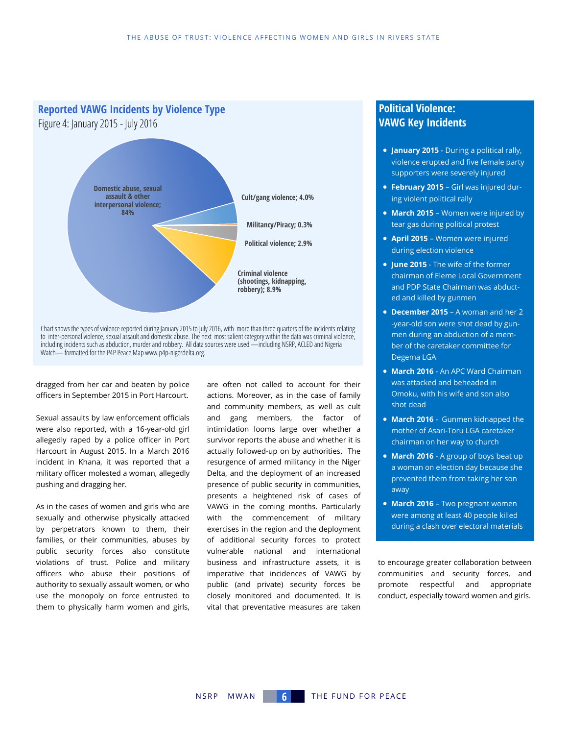## Reported VAWG Incidents by Violence Type

Figure 4: January 2015 - July 2016

Domestic abuse, sexual assault & other interpersonal violence; 84%

Cult/gang violence; 4.0%

Militancy/Piracy; 0.3%

Political violence; 2.9%

Criminal violence (shootings, kidnapping, robbery); 8.9%

Chart shows the types of violence reported during January 2015 to July 2016, with more than three quarters of the incidents relating to inter-personal violence, sexual assault and domestic abuse. The next most salient category within the data was criminal violence, including incidents such as abduction, murder and robbery. All data sources were used —including NSRP, ACLED and Nigeria Watch— formatted for the P4P Peace Map www.p4p-nigerdelta.org.

dragged from her car and beaten by police officers in September 2015 in Port Harcourt.

Sexual assaults by law enforcement officials were also reported, with a 16-year-old girl allegedly raped by a police officer in Port Harcourt in August 2015. In a March 2016 incident in Khana, it was reported that a military officer molested a woman, allegedly pushing and dragging her.

As in the cases of women and girls who are sexually and otherwise physically attacked by perpetrators known to them, their families, or their communities, abuses by public security forces also constitute violations of trust. Police and military officers who abuse their positions of authority to sexually assault women, or who use the monopoly on force entrusted to them to physically harm women and girls, are often not called to account for their actions. Moreover, as in the case of family and community members, as well as cult and gang members, the factor of intimidation looms large over whether a survivor reports the abuse and whether it is actually followed-up on by authorities. The resurgence of armed militancy in the Niger Delta, and the deployment of an increased presence of public security in communities, presents a heightened risk of cases of VAWG in the coming months. Particularly with the commencement of military exercises in the region and the deployment of additional security forces to protect vulnerable national and international business and infrastructure assets, it is imperative that incidences of VAWG by public (and private) security forces be closely monitored and documented. It is vital that preventative measures are taken to encourage greater collaboration between communities and security forces, and promote respectful and appropriate conduct, especially toward women and girls.

## Political Violence: VAWG Key Incidents

- **January 2015** - During a political rally, violence erupted and five female party supporters were severely injured
- **February 2015** – Girl was injured during violent political rally
- **March 2015** – Women were injured by tear gas during political protest
- **April 2015** – Women were injured during election violence
- **June 2015** - The wife of the former chairman of Eleme Local Government and PDP State Chairman was abducted and killed by gunmen
- **December 2015** – A woman and her 2-year-old son were shot dead by gunmen during an abduction of a member of the caretaker committee for Degema LGA
- **March 2016** - An APC Ward Chairman was attacked and beheaded in Omoku, with his wife and son also shot dead
- **March 2016** - Gunmen kidnapped the mother of Asari-Toru LGA caretaker chairman on her way to church
- **March 2016** - A group of boys beat up a woman on election day because she prevented them from taking her son away
- **March 2016** – Two pregnant women were among at least 40 people killed during a clash over electoral materials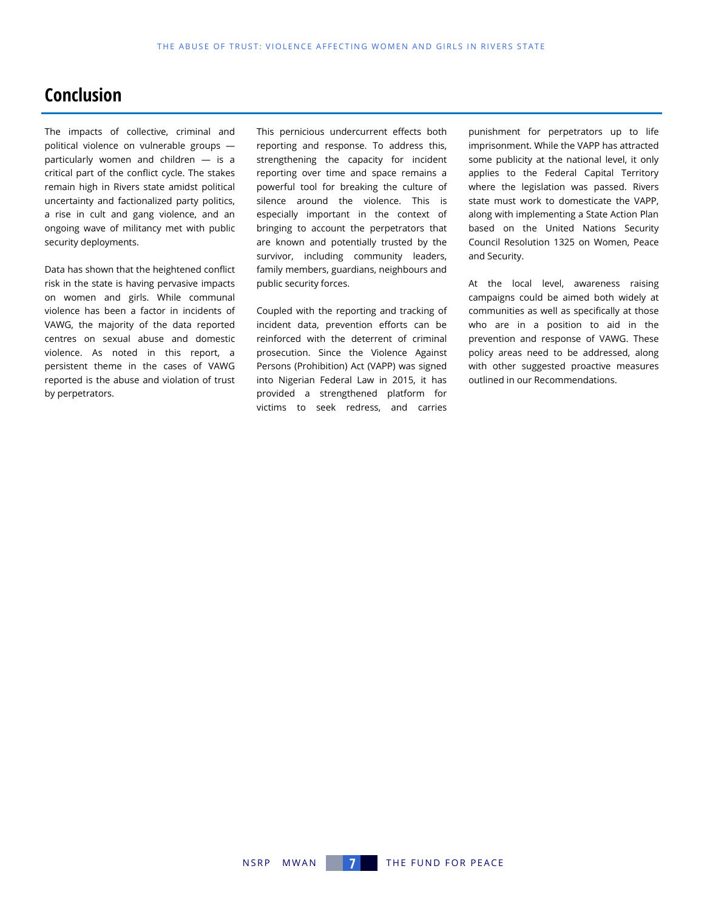## Conclusion

The impacts of collective, criminal and political violence on vulnerable groups — particularly women and children — is a critical part of the conflict cycle. The stakes remain high in Rivers state amidst political uncertainty and factionalized party politics, a rise in cult and gang violence, and an ongoing wave of militancy met with public security deployments.

Data has shown that the heightened conflict risk in the state is having pervasive impacts on women and girls. While communal violence has been a factor in incidents of VAWG, the majority of the data reported centres on sexual abuse and domestic violence. As noted in this report, a persistent theme in the cases of VAWG reported is the abuse and violation of trust by perpetrators.

This pernicious undercurrent effects both reporting and response. To address this, strengthening the capacity for incident reporting over time and space remains a powerful tool for breaking the culture of silence around the violence. This is especially important in the context of bringing to account the perpetrators that are known and potentially trusted by the survivor, including community leaders, family members, guardians, neighbours and public security forces.

Coupled with the reporting and tracking of incident data, prevention efforts can be reinforced with the deterrent of criminal prosecution. Since the Violence Against Persons (Prohibition) Act (VAPP) was signed into Nigerian Federal Law in 2015, it has provided a strengthened platform for victims to seek redress, and carries punishment for perpetrators up to life imprisonment. While the VAPP has attracted some publicity at the national level, it only applies to the Federal Capital Territory where the legislation was passed. Rivers state must work to domesticate the VAPP, along with implementing a State Action Plan based on the United Nations Security Council Resolution 1325 on Women, Peace and Security.

At the local level, awareness raising campaigns could be aimed both widely at communities as well as specifically at those who are in a position to aid in the prevention and response of VAWG. These policy areas need to be addressed, along with other suggested proactive measures outlined in our Recommendations.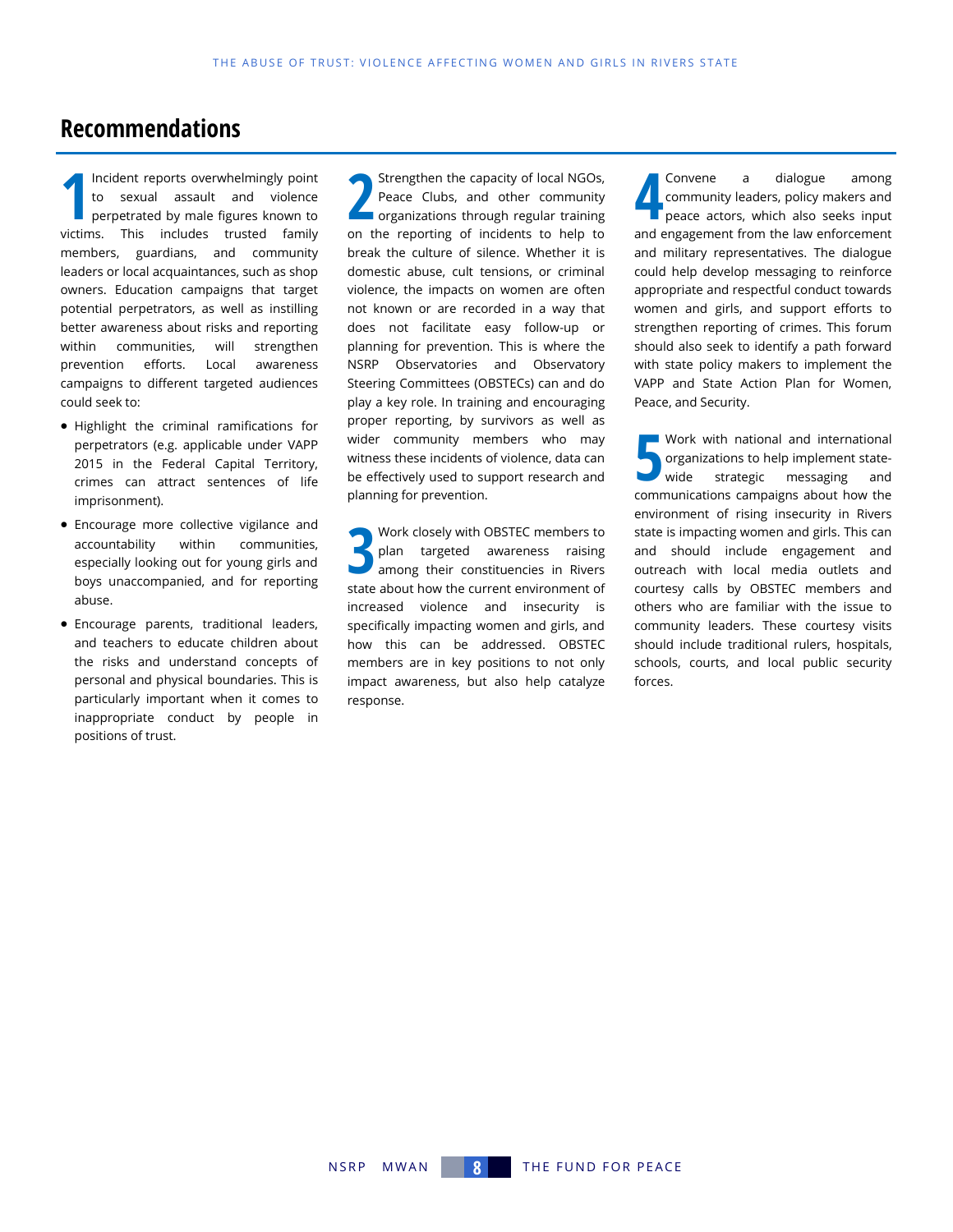## Recommendations

**1** Incident reports overwhelmingly point to sexual assault and violence perpetrated by male figures known to victims. This includes trusted family members, guardians, and community leaders or local acquaintances, such as shop owners. Education campaigns that target potential perpetrators, as well as instilling better awareness about risks and reporting within communities, will strengthen prevention efforts. Local awareness campaigns to different targeted audiences could seek to:

- Highlight the criminal ramifications for perpetrators (e.g. applicable under VAPP 2015 in the Federal Capital Territory, crimes can attract sentences of life imprisonment).
- Encourage more collective vigilance and accountability within communities, especially looking out for young girls and boys unaccompanied, and for reporting abuse.
- Encourage parents, traditional leaders, and teachers to educate children about the risks and understand concepts of personal and physical boundaries. This is particularly important when it comes to inappropriate conduct by people in positions of trust.

**2** Strengthen the capacity of local NGOs, Peace Clubs, and other community organizations through regular training on the reporting of incidents to help to break the culture of silence. Whether it is domestic abuse, cult tensions, or criminal violence, the impacts on women are often not known or are recorded in a way that does not facilitate easy follow-up or planning for prevention. This is where the NSRP Observatories and Observatory Steering Committees (OBSTECs) can and do play a key role. In training and encouraging proper reporting, by survivors as well as wider community members who may witness these incidents of violence, data can be effectively used to support research and planning for prevention.

**3** Work closely with OBSTEC members to plan targeted awareness raising among their constituencies in Rivers state about how the current environment of increased violence and insecurity is specifically impacting women and girls, and how this can be addressed. OBSTEC members are in key positions to not only impact awareness, but also help catalyze response.

**4** Convene a dialogue among community leaders, policy makers and peace actors, which also seeks input and engagement from the law enforcement and military representatives. The dialogue could help develop messaging to reinforce appropriate and respectful conduct towards women and girls, and support efforts to strengthen reporting of crimes. This forum should also seek to identify a path forward with state policy makers to implement the VAPP and State Action Plan for Women, Peace, and Security.

**5** Work with national and international organizations to help implement state-wide strategic messaging and communications campaigns about how the environment of rising insecurity in Rivers state is impacting women and girls. This can and should include engagement and outreach with local media outlets and courtesy calls by OBSTEC members and others who are familiar with the issue to community leaders. These courtesy visits should include traditional rulers, hospitals, schools, courts, and local public security forces.